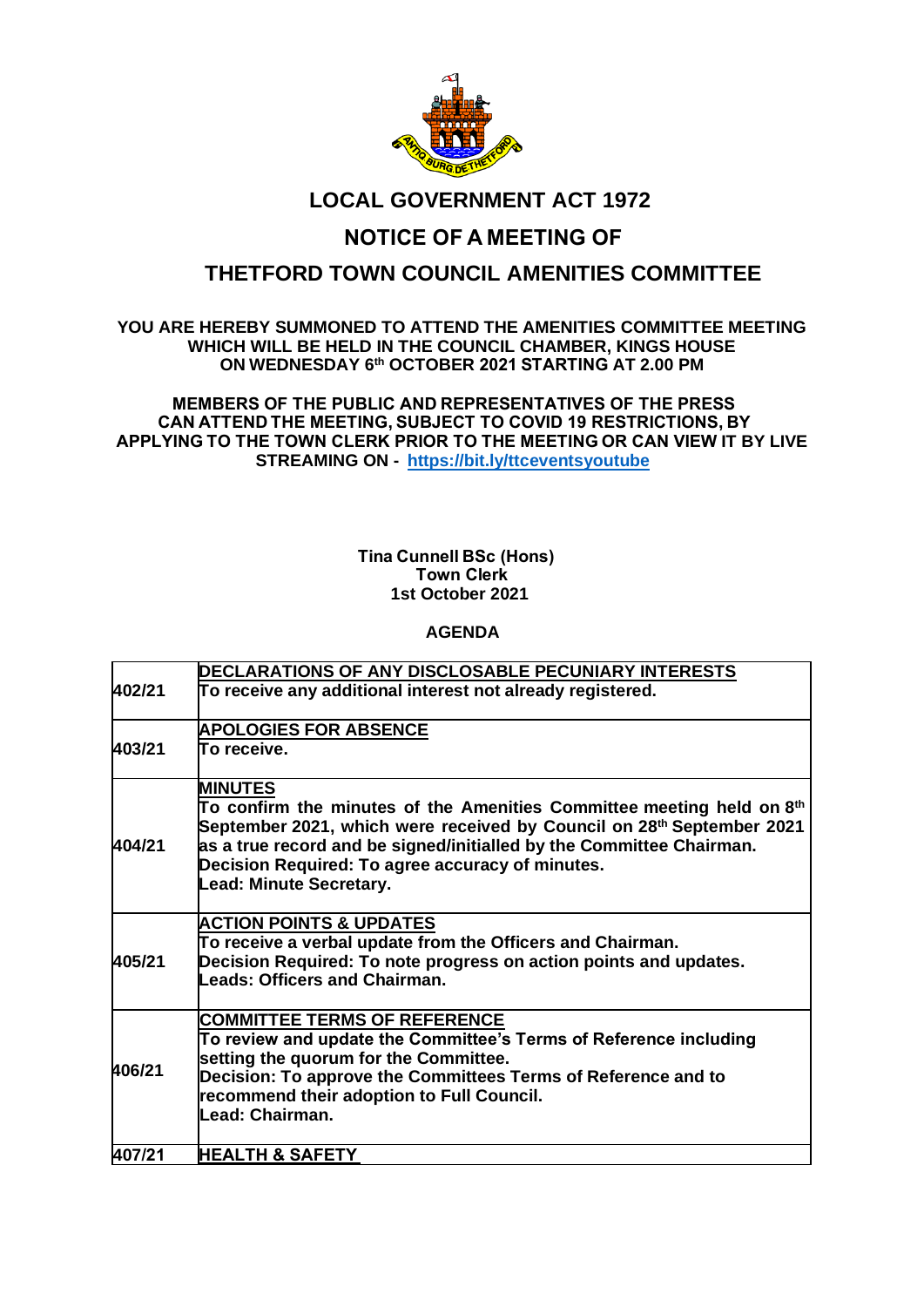# LOCAL GOVERNMENT ACT 1972

# NOTICE OF A MEETING OF

# THETFORD TOWN COUNCIL AMENITIES COMMITTEE

**YOU ARE HEREBY SUMMONED TO ATTEND THE AMENITIES COMMITTEE MEETING WHICH WILL BE HELD IN THE COUNCIL CHAMBER, KINGS HOUSE ON WEDNESDAY 6th OCTOBER 2021 STARTING AT 2.00 PM**

**MEMBERS OF THE PUBLIC AND REPRESENTATIVES OF THE PRESS CAN ATTEND THE MEETING, SUBJECT TO COVID 19 RESTRICTIONS, BY APPLYING TO THE TOWN CLERK PRIOR TO THE MEETING OR CAN VIEW IT BY LIVE STREAMING ON - https://bit.ly/ttceventsyoutube**

**Tina Cunnell BSc (Hons)**
**Town Clerk**
**1st October 2021**

**AGENDA**

| | |
|---|---|
| **402/21** | **DECLARATIONS OF ANY DISCLOSABLE PECUNIARY INTERESTS**<br>**To receive any additional interest not already registered.** |
| **403/21** | **APOLOGIES FOR ABSENCE**<br>**To receive.** |
| **404/21** | **MINUTES**<br>**To confirm the minutes of the Amenities Committee meeting held on 8th September 2021, which were received by Council on 28th September 2021 as a true record and be signed/initialled by the Committee Chairman.**<br>**Decision Required: To agree accuracy of minutes.**<br>**Lead: Minute Secretary.** |
| **405/21** | **ACTION POINTS & UPDATES**<br>**To receive a verbal update from the Officers and Chairman.**<br>**Decision Required: To note progress on action points and updates.**<br>**Leads: Officers and Chairman.** |
| **406/21** | **COMMITTEE TERMS OF REFERENCE**<br>**To review and update the Committee's Terms of Reference including setting the quorum for the Committee.**<br>**Decision: To approve the Committees Terms of Reference and to recommend their adoption to Full Council.**<br>**Lead: Chairman.** |
| **407/21** | **HEALTH & SAFETY** |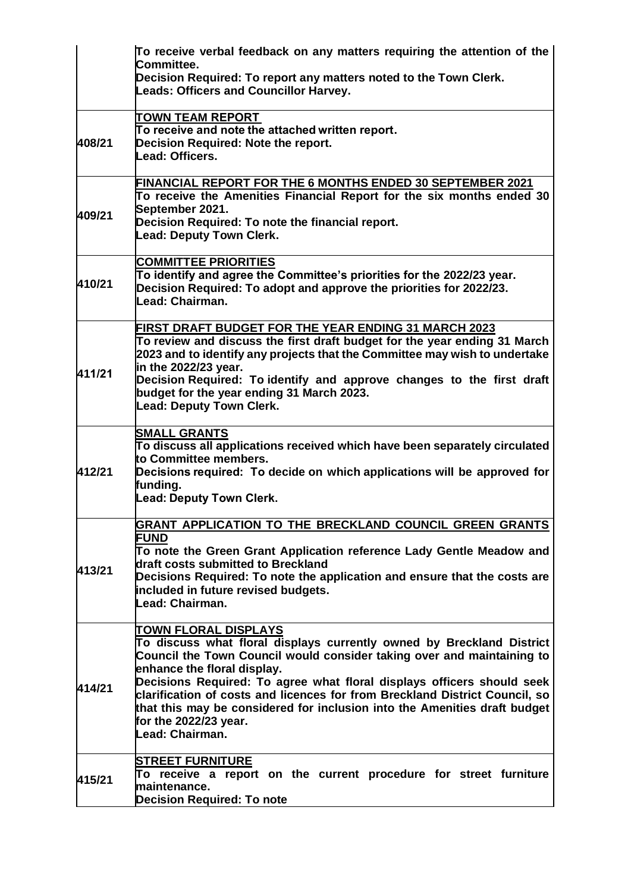| | |
|---|---|
| | To receive verbal feedback on any matters requiring the attention of the Committee.<br>Decision Required: To report any matters noted to the Town Clerk.<br>Leads: Officers and Councillor Harvey. |
| 408/21 | <u>TOWN TEAM REPORT</u><br>To receive and note the attached written report.<br>Decision Required: Note the report.<br>Lead: Officers. |
| 409/21 | <u>FINANCIAL REPORT FOR THE 6 MONTHS ENDED 30 SEPTEMBER 2021</u><br>To receive the Amenities Financial Report for the six months ended 30 September 2021.<br>Decision Required: To note the financial report.<br>Lead: Deputy Town Clerk. |
| 410/21 | <u>COMMITTEE PRIORITIES</u><br>To identify and agree the Committee's priorities for the 2022/23 year.<br>Decision Required: To adopt and approve the priorities for 2022/23.<br>Lead: Chairman. |
| 411/21 | <u>FIRST DRAFT BUDGET FOR THE YEAR ENDING 31 MARCH 2023</u><br>To review and discuss the first draft budget for the year ending 31 March 2023 and to identify any projects that the Committee may wish to undertake in the 2022/23 year.<br>Decision Required: To identify and approve changes to the first draft budget for the year ending 31 March 2023.<br>Lead: Deputy Town Clerk. |
| 412/21 | <u>SMALL GRANTS</u><br>To discuss all applications received which have been separately circulated to Committee members.<br>Decisions required: To decide on which applications will be approved for funding.<br>Lead: Deputy Town Clerk. |
| 413/21 | <u>GRANT APPLICATION TO THE BRECKLAND COUNCIL GREEN GRANTS FUND</u><br>To note the Green Grant Application reference Lady Gentle Meadow and draft costs submitted to Breckland<br>Decisions Required: To note the application and ensure that the costs are included in future revised budgets.<br>Lead: Chairman. |
| 414/21 | <u>TOWN FLORAL DISPLAYS</u><br>To discuss what floral displays currently owned by Breckland District Council the Town Council would consider taking over and maintaining to enhance the floral display.<br>Decisions Required: To agree what floral displays officers should seek clarification of costs and licences for from Breckland District Council, so that this may be considered for inclusion into the Amenities draft budget for the 2022/23 year.<br>Lead: Chairman. |
| 415/21 | <u>STREET FURNITURE</u><br>To receive a report on the current procedure for street furniture maintenance.<br>Decision Required: To note |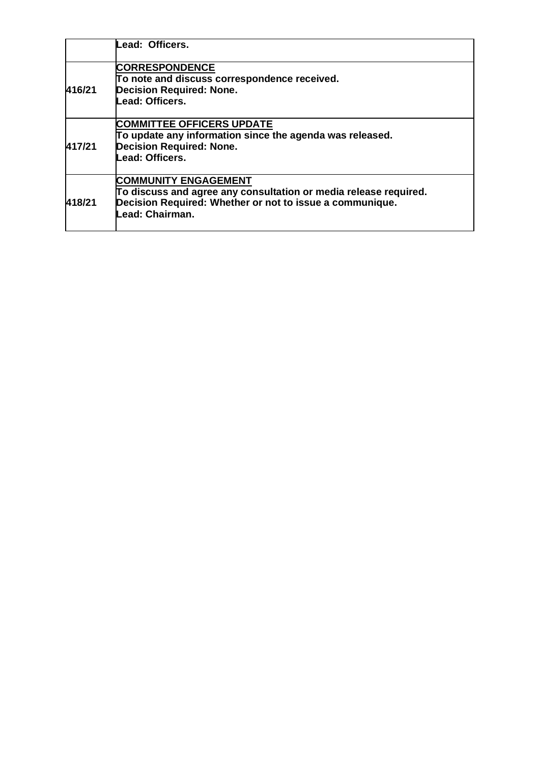| | |
|---|---|
| | **Lead: Officers.** |
| **416/21** | **<u>CORRESPONDENCE</u>**<br>**To note and discuss correspondence received.**<br>**Decision Required: None.**<br>**Lead: Officers.** |
| **417/21** | **<u>COMMITTEE OFFICERS UPDATE</u>**<br>**To update any information since the agenda was released.**<br>**Decision Required: None.**<br>**Lead: Officers.** |
| **418/21** | **<u>COMMUNITY ENGAGEMENT</u>**<br>**To discuss and agree any consultation or media release required.**<br>**Decision Required: Whether or not to issue a communique.**<br>**Lead: Chairman.** |